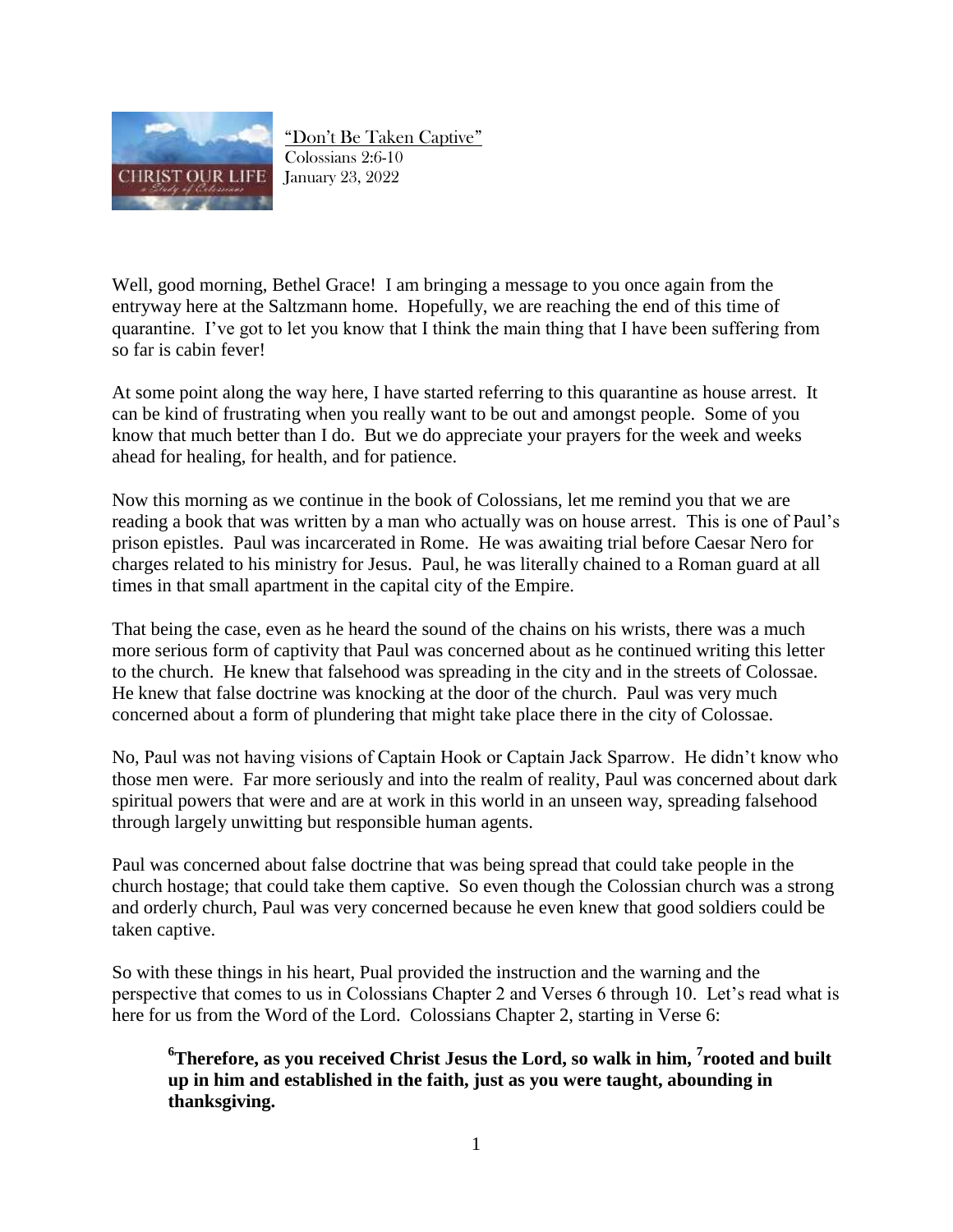"Don't Be Taken Captive"
Colossians 2:6-10
January 23, 2022

Well, good morning, Bethel Grace! I am bringing a message to you once again from the entryway here at the Saltzmann home. Hopefully, we are reaching the end of this time of quarantine. I've got to let you know that I think the main thing that I have been suffering from so far is cabin fever!

At some point along the way here, I have started referring to this quarantine as house arrest. It can be kind of frustrating when you really want to be out and amongst people. Some of you know that much better than I do. But we do appreciate your prayers for the week and weeks ahead for healing, for health, and for patience.

Now this morning as we continue in the book of Colossians, let me remind you that we are reading a book that was written by a man who actually was on house arrest. This is one of Paul's prison epistles. Paul was incarcerated in Rome. He was awaiting trial before Caesar Nero for charges related to his ministry for Jesus. Paul, he was literally chained to a Roman guard at all times in that small apartment in the capital city of the Empire.

That being the case, even as he heard the sound of the chains on his wrists, there was a much more serious form of captivity that Paul was concerned about as he continued writing this letter to the church. He knew that falsehood was spreading in the city and in the streets of Colossae. He knew that false doctrine was knocking at the door of the church. Paul was very much concerned about a form of plundering that might take place there in the city of Colossae.

No, Paul was not having visions of Captain Hook or Captain Jack Sparrow. He didn't know who those men were. Far more seriously and into the realm of reality, Paul was concerned about dark spiritual powers that were and are at work in this world in an unseen way, spreading falsehood through largely unwitting but responsible human agents.

Paul was concerned about false doctrine that was being spread that could take people in the church hostage; that could take them captive. So even though the Colossian church was a strong and orderly church, Paul was very concerned because he even knew that good soldiers could be taken captive.

So with these things in his heart, Pual provided the instruction and the warning and the perspective that comes to us in Colossians Chapter 2 and Verses 6 through 10. Let's read what is here for us from the Word of the Lord. Colossians Chapter 2, starting in Verse 6:

> **[6]Therefore, as you received Christ Jesus the Lord, so walk in him, [7]rooted and built up in him and established in the faith, just as you were taught, abounding in thanksgiving.**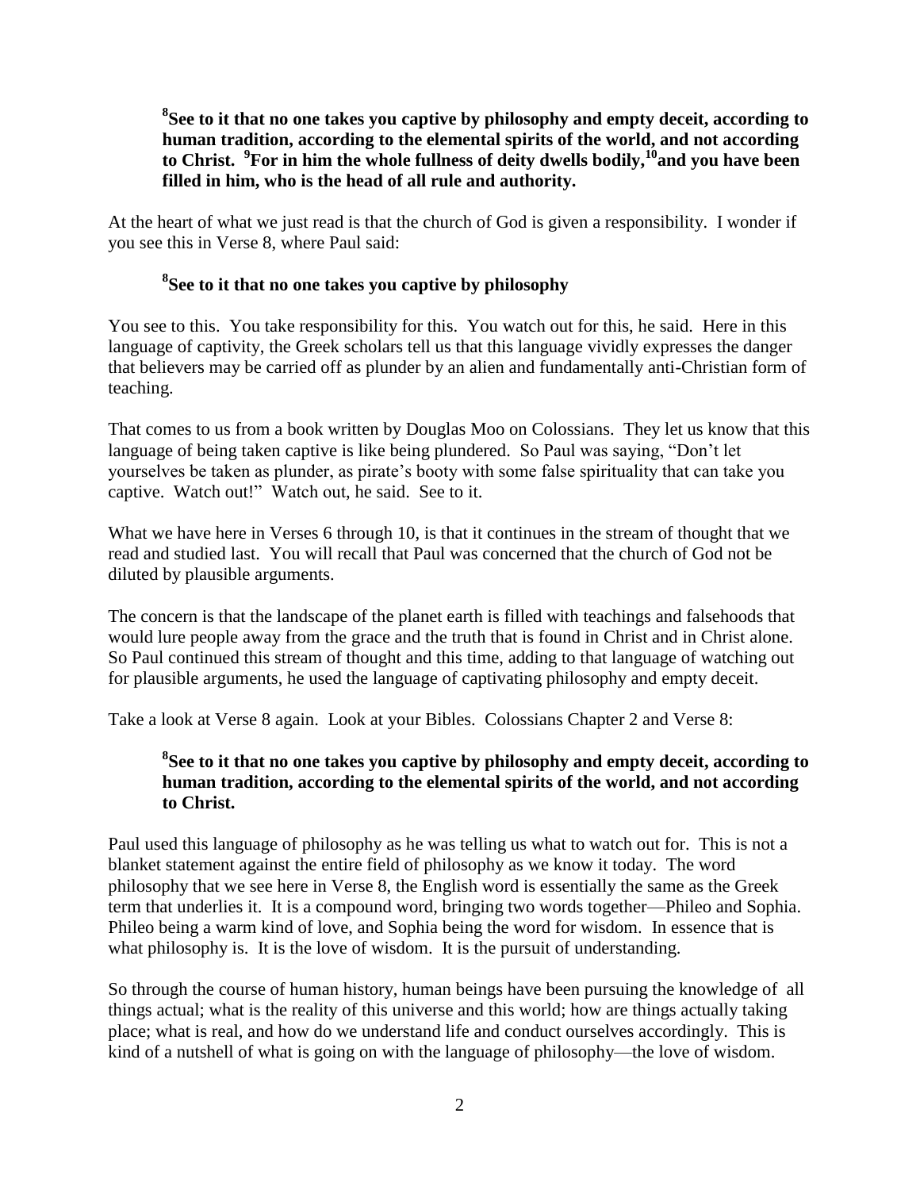> **[8]See to it that no one takes you captive by philosophy and empty deceit, according to human tradition, according to the elemental spirits of the world, and not according to Christ. [9]For in him the whole fullness of deity dwells bodily,[10]and you have been filled in him, who is the head of all rule and authority.**

At the heart of what we just read is that the church of God is given a responsibility. I wonder if you see this in Verse 8, where Paul said:

> **[8]See to it that no one takes you captive by philosophy**

You see to this. You take responsibility for this. You watch out for this, he said. Here in this language of captivity, the Greek scholars tell us that this language vividly expresses the danger that believers may be carried off as plunder by an alien and fundamentally anti-Christian form of teaching.

That comes to us from a book written by Douglas Moo on Colossians. They let us know that this language of being taken captive is like being plundered. So Paul was saying, "Don't let yourselves be taken as plunder, as pirate's booty with some false spirituality that can take you captive. Watch out!" Watch out, he said. See to it.

What we have here in Verses 6 through 10, is that it continues in the stream of thought that we read and studied last. You will recall that Paul was concerned that the church of God not be diluted by plausible arguments.

The concern is that the landscape of the planet earth is filled with teachings and falsehoods that would lure people away from the grace and the truth that is found in Christ and in Christ alone. So Paul continued this stream of thought and this time, adding to that language of watching out for plausible arguments, he used the language of captivating philosophy and empty deceit.

Take a look at Verse 8 again. Look at your Bibles. Colossians Chapter 2 and Verse 8:

> **[8]See to it that no one takes you captive by philosophy and empty deceit, according to human tradition, according to the elemental spirits of the world, and not according to Christ.**

Paul used this language of philosophy as he was telling us what to watch out for. This is not a blanket statement against the entire field of philosophy as we know it today. The word philosophy that we see here in Verse 8, the English word is essentially the same as the Greek term that underlies it. It is a compound word, bringing two words together—Phileo and Sophia. Phileo being a warm kind of love, and Sophia being the word for wisdom. In essence that is what philosophy is. It is the love of wisdom. It is the pursuit of understanding.

So through the course of human history, human beings have been pursuing the knowledge of all things actual; what is the reality of this universe and this world; how are things actually taking place; what is real, and how do we understand life and conduct ourselves accordingly. This is kind of a nutshell of what is going on with the language of philosophy—the love of wisdom.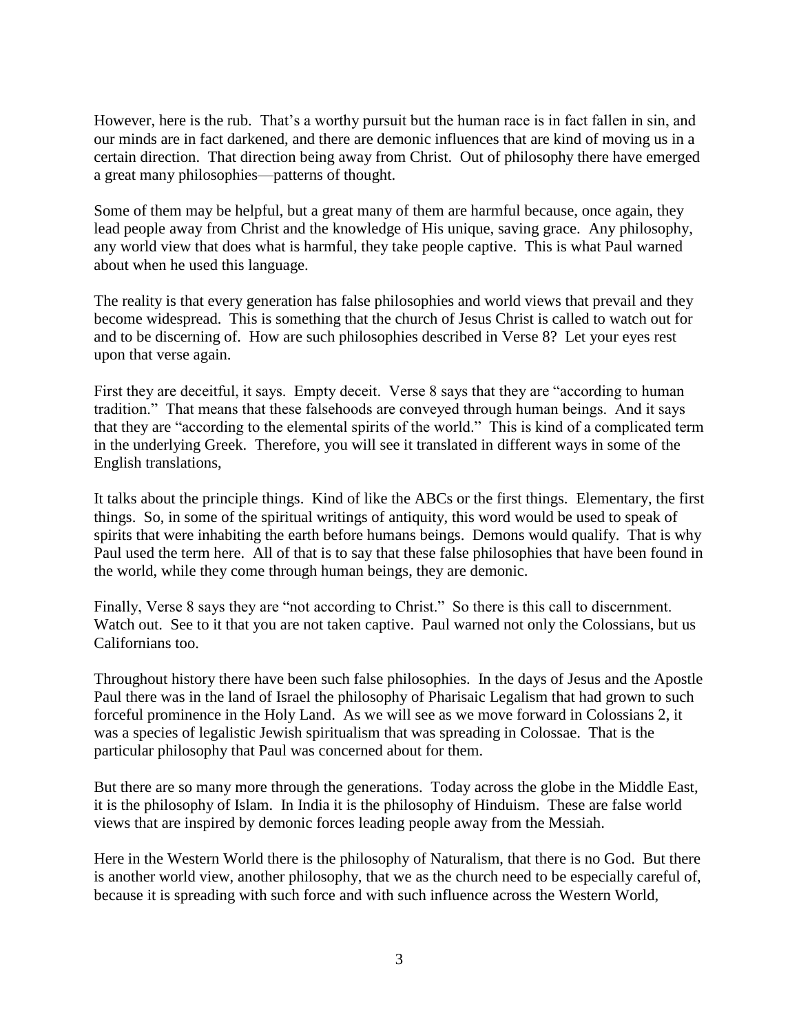However, here is the rub. That's a worthy pursuit but the human race is in fact fallen in sin, and our minds are in fact darkened, and there are demonic influences that are kind of moving us in a certain direction. That direction being away from Christ. Out of philosophy there have emerged a great many philosophies—patterns of thought.

Some of them may be helpful, but a great many of them are harmful because, once again, they lead people away from Christ and the knowledge of His unique, saving grace. Any philosophy, any world view that does what is harmful, they take people captive. This is what Paul warned about when he used this language.

The reality is that every generation has false philosophies and world views that prevail and they become widespread. This is something that the church of Jesus Christ is called to watch out for and to be discerning of. How are such philosophies described in Verse 8? Let your eyes rest upon that verse again.

First they are deceitful, it says. Empty deceit. Verse 8 says that they are "according to human tradition." That means that these falsehoods are conveyed through human beings. And it says that they are "according to the elemental spirits of the world." This is kind of a complicated term in the underlying Greek. Therefore, you will see it translated in different ways in some of the English translations,

It talks about the principle things. Kind of like the ABCs or the first things. Elementary, the first things. So, in some of the spiritual writings of antiquity, this word would be used to speak of spirits that were inhabiting the earth before humans beings. Demons would qualify. That is why Paul used the term here. All of that is to say that these false philosophies that have been found in the world, while they come through human beings, they are demonic.

Finally, Verse 8 says they are "not according to Christ." So there is this call to discernment. Watch out. See to it that you are not taken captive. Paul warned not only the Colossians, but us Californians too.

Throughout history there have been such false philosophies. In the days of Jesus and the Apostle Paul there was in the land of Israel the philosophy of Pharisaic Legalism that had grown to such forceful prominence in the Holy Land. As we will see as we move forward in Colossians 2, it was a species of legalistic Jewish spiritualism that was spreading in Colossae. That is the particular philosophy that Paul was concerned about for them.

But there are so many more through the generations. Today across the globe in the Middle East, it is the philosophy of Islam. In India it is the philosophy of Hinduism. These are false world views that are inspired by demonic forces leading people away from the Messiah.

Here in the Western World there is the philosophy of Naturalism, that there is no God. But there is another world view, another philosophy, that we as the church need to be especially careful of, because it is spreading with such force and with such influence across the Western World,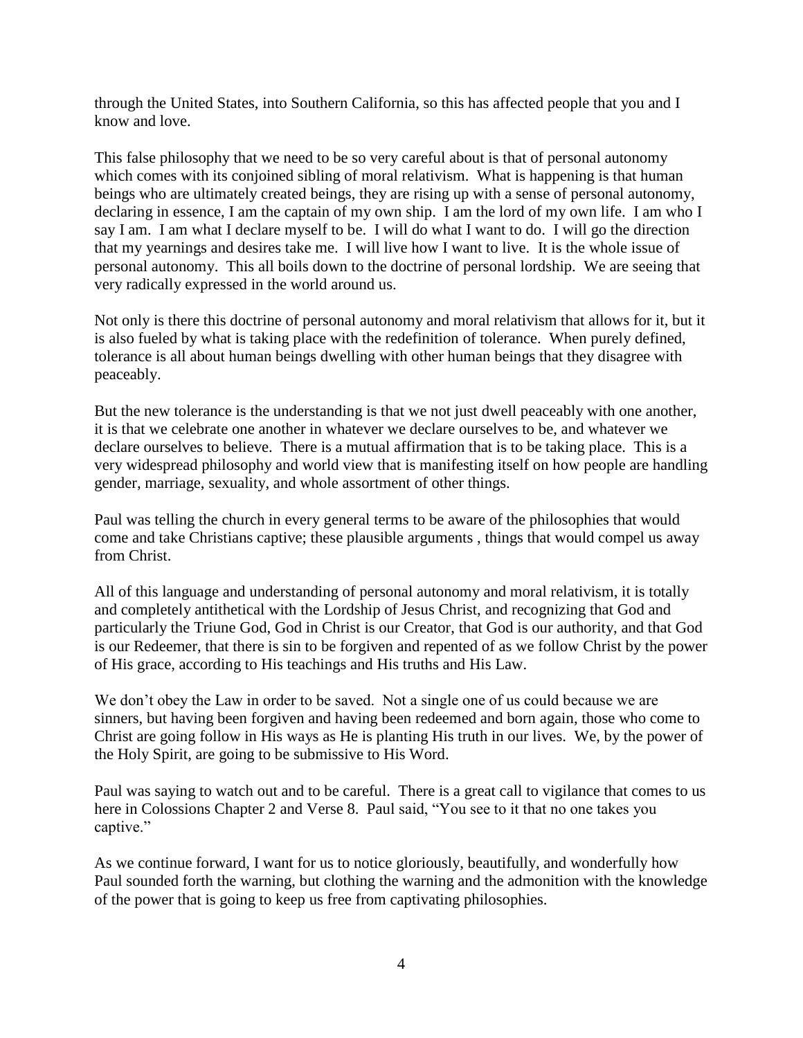through the United States, into Southern California, so this has affected people that you and I know and love.

This false philosophy that we need to be so very careful about is that of personal autonomy which comes with its conjoined sibling of moral relativism. What is happening is that human beings who are ultimately created beings, they are rising up with a sense of personal autonomy, declaring in essence, I am the captain of my own ship. I am the lord of my own life. I am who I say I am. I am what I declare myself to be. I will do what I want to do. I will go the direction that my yearnings and desires take me. I will live how I want to live. It is the whole issue of personal autonomy. This all boils down to the doctrine of personal lordship. We are seeing that very radically expressed in the world around us.

Not only is there this doctrine of personal autonomy and moral relativism that allows for it, but it is also fueled by what is taking place with the redefinition of tolerance. When purely defined, tolerance is all about human beings dwelling with other human beings that they disagree with peaceably.

But the new tolerance is the understanding is that we not just dwell peaceably with one another, it is that we celebrate one another in whatever we declare ourselves to be, and whatever we declare ourselves to believe. There is a mutual affirmation that is to be taking place. This is a very widespread philosophy and world view that is manifesting itself on how people are handling gender, marriage, sexuality, and whole assortment of other things.

Paul was telling the church in every general terms to be aware of the philosophies that would come and take Christians captive; these plausible arguments , things that would compel us away from Christ.

All of this language and understanding of personal autonomy and moral relativism, it is totally and completely antithetical with the Lordship of Jesus Christ, and recognizing that God and particularly the Triune God, God in Christ is our Creator, that God is our authority, and that God is our Redeemer, that there is sin to be forgiven and repented of as we follow Christ by the power of His grace, according to His teachings and His truths and His Law.

We don't obey the Law in order to be saved. Not a single one of us could because we are sinners, but having been forgiven and having been redeemed and born again, those who come to Christ are going follow in His ways as He is planting His truth in our lives. We, by the power of the Holy Spirit, are going to be submissive to His Word.

Paul was saying to watch out and to be careful. There is a great call to vigilance that comes to us here in Colossions Chapter 2 and Verse 8. Paul said, "You see to it that no one takes you captive."

As we continue forward, I want for us to notice gloriously, beautifully, and wonderfully how Paul sounded forth the warning, but clothing the warning and the admonition with the knowledge of the power that is going to keep us free from captivating philosophies.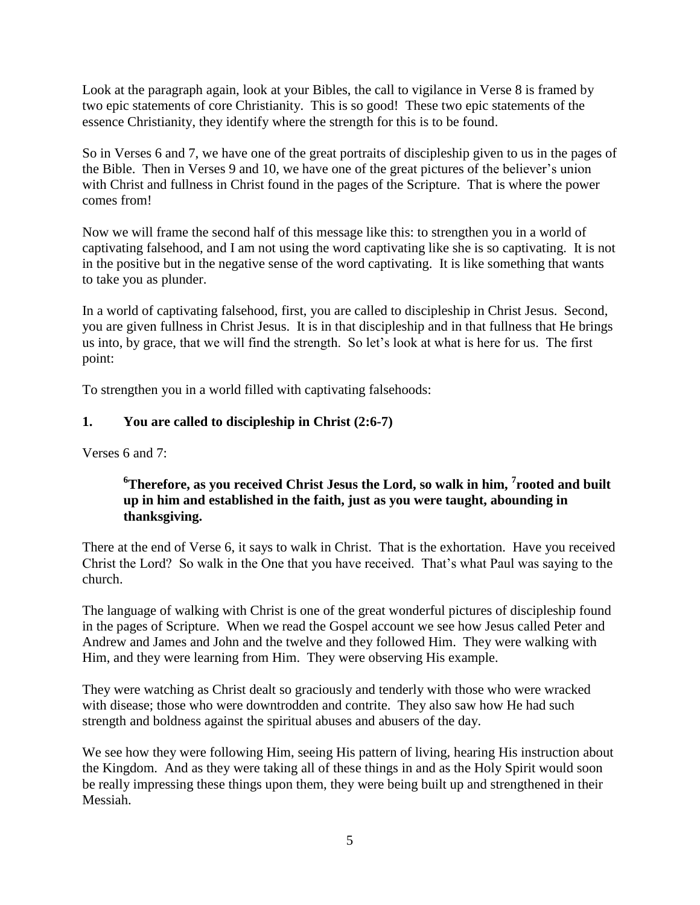Look at the paragraph again, look at your Bibles, the call to vigilance in Verse 8 is framed by two epic statements of core Christianity. This is so good! These two epic statements of the essence Christianity, they identify where the strength for this is to be found.

So in Verses 6 and 7, we have one of the great portraits of discipleship given to us in the pages of the Bible. Then in Verses 9 and 10, we have one of the great pictures of the believer's union with Christ and fullness in Christ found in the pages of the Scripture. That is where the power comes from!

Now we will frame the second half of this message like this: to strengthen you in a world of captivating falsehood, and I am not using the word captivating like she is so captivating. It is not in the positive but in the negative sense of the word captivating. It is like something that wants to take you as plunder.

In a world of captivating falsehood, first, you are called to discipleship in Christ Jesus. Second, you are given fullness in Christ Jesus. It is in that discipleship and in that fullness that He brings us into, by grace, that we will find the strength. So let's look at what is here for us. The first point:

To strengthen you in a world filled with captivating falsehoods:

**1. You are called to discipleship in Christ (2:6-7)**

Verses 6 and 7:

> **[6]Therefore, as you received Christ Jesus the Lord, so walk in him, [7]rooted and built up in him and established in the faith, just as you were taught, abounding in thanksgiving.**

There at the end of Verse 6, it says to walk in Christ. That is the exhortation. Have you received Christ the Lord? So walk in the One that you have received. That's what Paul was saying to the church.

The language of walking with Christ is one of the great wonderful pictures of discipleship found in the pages of Scripture. When we read the Gospel account we see how Jesus called Peter and Andrew and James and John and the twelve and they followed Him. They were walking with Him, and they were learning from Him. They were observing His example.

They were watching as Christ dealt so graciously and tenderly with those who were wracked with disease; those who were downtrodden and contrite. They also saw how He had such strength and boldness against the spiritual abuses and abusers of the day.

We see how they were following Him, seeing His pattern of living, hearing His instruction about the Kingdom. And as they were taking all of these things in and as the Holy Spirit would soon be really impressing these things upon them, they were being built up and strengthened in their Messiah.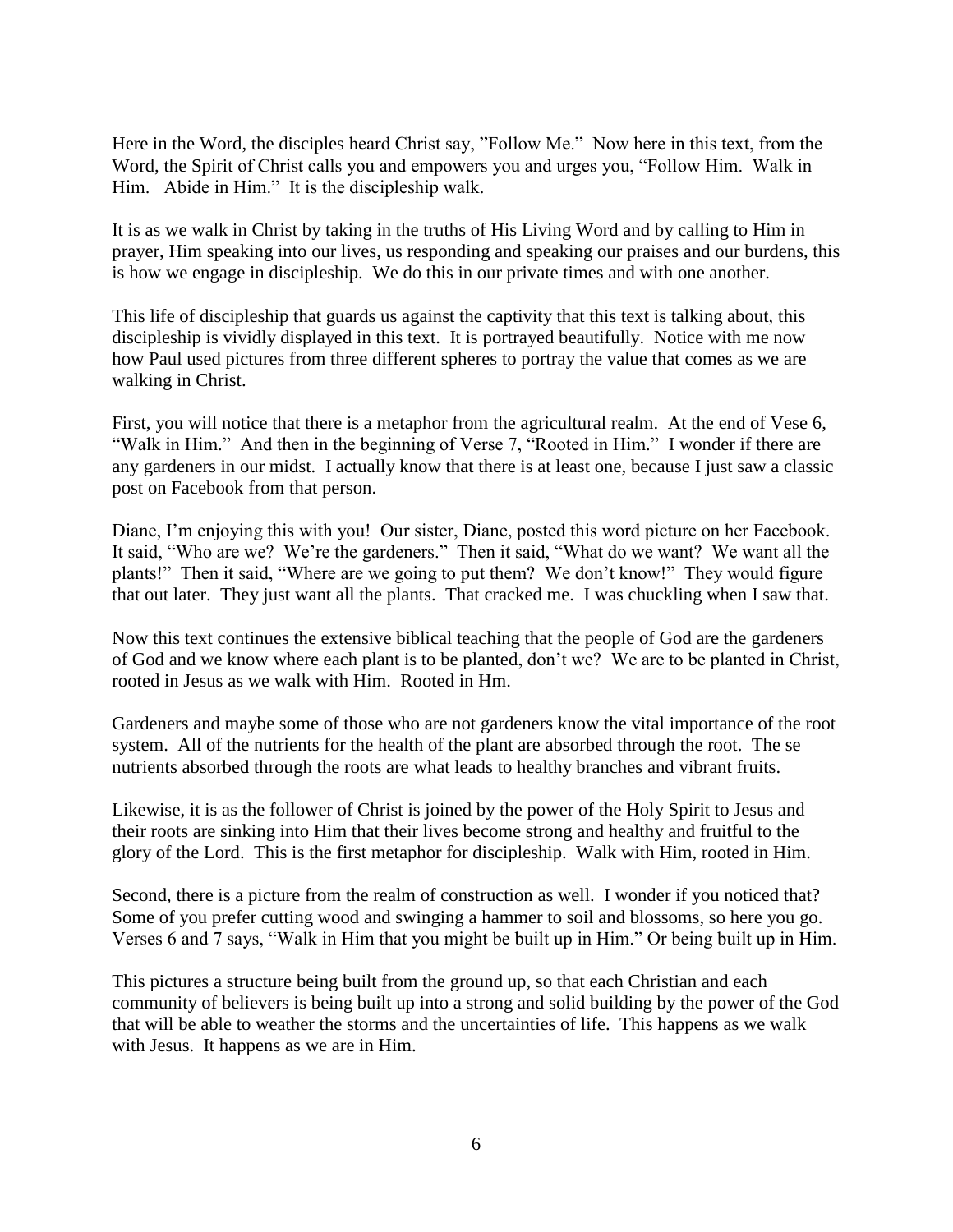Here in the Word, the disciples heard Christ say, "Follow Me." Now here in this text, from the Word, the Spirit of Christ calls you and empowers you and urges you, "Follow Him. Walk in Him. Abide in Him." It is the discipleship walk.

It is as we walk in Christ by taking in the truths of His Living Word and by calling to Him in prayer, Him speaking into our lives, us responding and speaking our praises and our burdens, this is how we engage in discipleship. We do this in our private times and with one another.

This life of discipleship that guards us against the captivity that this text is talking about, this discipleship is vividly displayed in this text. It is portrayed beautifully. Notice with me now how Paul used pictures from three different spheres to portray the value that comes as we are walking in Christ.

First, you will notice that there is a metaphor from the agricultural realm. At the end of Vese 6, "Walk in Him." And then in the beginning of Verse 7, "Rooted in Him." I wonder if there are any gardeners in our midst. I actually know that there is at least one, because I just saw a classic post on Facebook from that person.

Diane, I'm enjoying this with you! Our sister, Diane, posted this word picture on her Facebook. It said, "Who are we? We're the gardeners." Then it said, "What do we want? We want all the plants!" Then it said, "Where are we going to put them? We don't know!" They would figure that out later. They just want all the plants. That cracked me. I was chuckling when I saw that.

Now this text continues the extensive biblical teaching that the people of God are the gardeners of God and we know where each plant is to be planted, don't we? We are to be planted in Christ, rooted in Jesus as we walk with Him. Rooted in Hm.

Gardeners and maybe some of those who are not gardeners know the vital importance of the root system. All of the nutrients for the health of the plant are absorbed through the root. The se nutrients absorbed through the roots are what leads to healthy branches and vibrant fruits.

Likewise, it is as the follower of Christ is joined by the power of the Holy Spirit to Jesus and their roots are sinking into Him that their lives become strong and healthy and fruitful to the glory of the Lord. This is the first metaphor for discipleship. Walk with Him, rooted in Him.

Second, there is a picture from the realm of construction as well. I wonder if you noticed that? Some of you prefer cutting wood and swinging a hammer to soil and blossoms, so here you go. Verses 6 and 7 says, "Walk in Him that you might be built up in Him." Or being built up in Him.

This pictures a structure being built from the ground up, so that each Christian and each community of believers is being built up into a strong and solid building by the power of the God that will be able to weather the storms and the uncertainties of life. This happens as we walk with Jesus. It happens as we are in Him.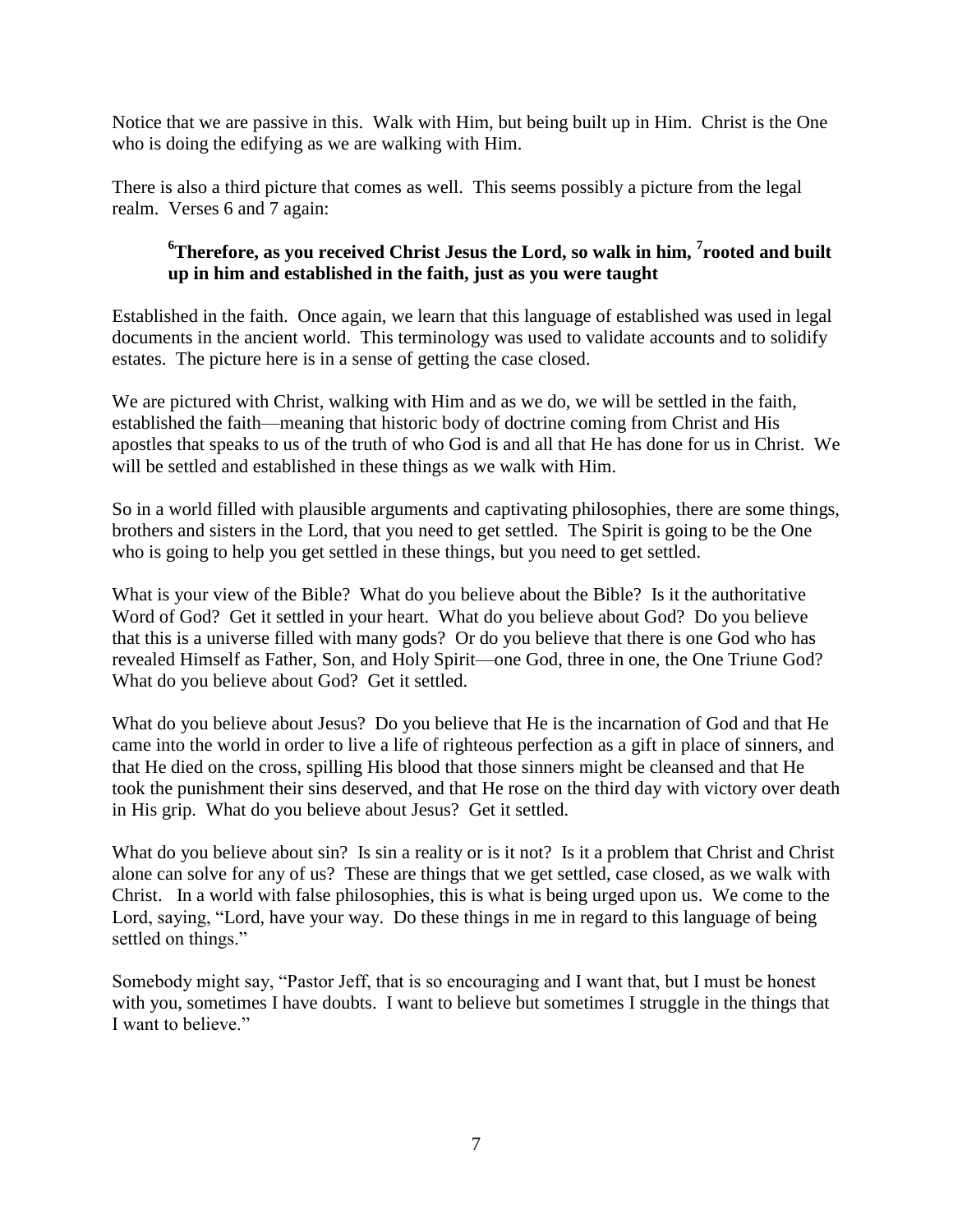Notice that we are passive in this. Walk with Him, but being built up in Him. Christ is the One who is doing the edifying as we are walking with Him.

There is also a third picture that comes as well. This seems possibly a picture from the legal realm. Verses 6 and 7 again:

> **[6]Therefore, as you received Christ Jesus the Lord, so walk in him, [7]rooted and built up in him and established in the faith, just as you were taught**

Established in the faith. Once again, we learn that this language of established was used in legal documents in the ancient world. This terminology was used to validate accounts and to solidify estates. The picture here is in a sense of getting the case closed.

We are pictured with Christ, walking with Him and as we do, we will be settled in the faith, established the faith—meaning that historic body of doctrine coming from Christ and His apostles that speaks to us of the truth of who God is and all that He has done for us in Christ. We will be settled and established in these things as we walk with Him.

So in a world filled with plausible arguments and captivating philosophies, there are some things, brothers and sisters in the Lord, that you need to get settled. The Spirit is going to be the One who is going to help you get settled in these things, but you need to get settled.

What is your view of the Bible? What do you believe about the Bible? Is it the authoritative Word of God? Get it settled in your heart. What do you believe about God? Do you believe that this is a universe filled with many gods? Or do you believe that there is one God who has revealed Himself as Father, Son, and Holy Spirit—one God, three in one, the One Triune God? What do you believe about God? Get it settled.

What do you believe about Jesus? Do you believe that He is the incarnation of God and that He came into the world in order to live a life of righteous perfection as a gift in place of sinners, and that He died on the cross, spilling His blood that those sinners might be cleansed and that He took the punishment their sins deserved, and that He rose on the third day with victory over death in His grip. What do you believe about Jesus? Get it settled.

What do you believe about sin? Is sin a reality or is it not? Is it a problem that Christ and Christ alone can solve for any of us? These are things that we get settled, case closed, as we walk with Christ. In a world with false philosophies, this is what is being urged upon us. We come to the Lord, saying, "Lord, have your way. Do these things in me in regard to this language of being settled on things."

Somebody might say, "Pastor Jeff, that is so encouraging and I want that, but I must be honest with you, sometimes I have doubts. I want to believe but sometimes I struggle in the things that I want to believe."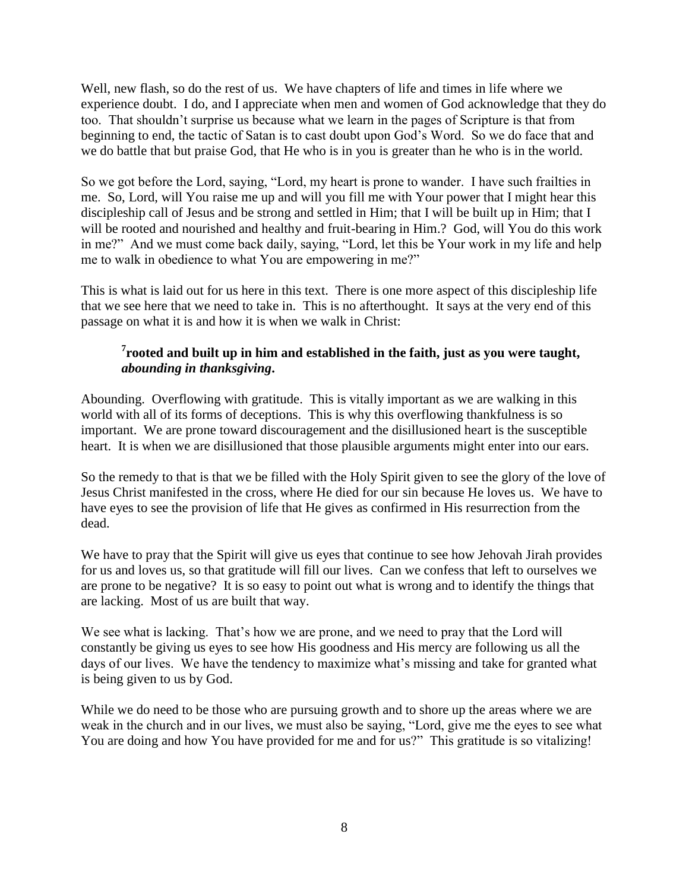Well, new flash, so do the rest of us. We have chapters of life and times in life where we experience doubt. I do, and I appreciate when men and women of God acknowledge that they do too. That shouldn't surprise us because what we learn in the pages of Scripture is that from beginning to end, the tactic of Satan is to cast doubt upon God's Word. So we do face that and we do battle that but praise God, that He who is in you is greater than he who is in the world.

So we got before the Lord, saying, "Lord, my heart is prone to wander. I have such frailties in me. So, Lord, will You raise me up and will you fill me with Your power that I might hear this discipleship call of Jesus and be strong and settled in Him; that I will be built up in Him; that I will be rooted and nourished and healthy and fruit-bearing in Him.? God, will You do this work in me?" And we must come back daily, saying, "Lord, let this be Your work in my life and help me to walk in obedience to what You are empowering in me?"

This is what is laid out for us here in this text. There is one more aspect of this discipleship life that we see here that we need to take in. This is no afterthought. It says at the very end of this passage on what it is and how it is when we walk in Christ:

> [7]**rooted and built up in him and established in the faith, just as you were taught,** ***abounding in thanksgiving*****.**

Abounding. Overflowing with gratitude. This is vitally important as we are walking in this world with all of its forms of deceptions. This is why this overflowing thankfulness is so important. We are prone toward discouragement and the disillusioned heart is the susceptible heart. It is when we are disillusioned that those plausible arguments might enter into our ears.

So the remedy to that is that we be filled with the Holy Spirit given to see the glory of the love of Jesus Christ manifested in the cross, where He died for our sin because He loves us. We have to have eyes to see the provision of life that He gives as confirmed in His resurrection from the dead.

We have to pray that the Spirit will give us eyes that continue to see how Jehovah Jirah provides for us and loves us, so that gratitude will fill our lives. Can we confess that left to ourselves we are prone to be negative? It is so easy to point out what is wrong and to identify the things that are lacking. Most of us are built that way.

We see what is lacking. That's how we are prone, and we need to pray that the Lord will constantly be giving us eyes to see how His goodness and His mercy are following us all the days of our lives. We have the tendency to maximize what's missing and take for granted what is being given to us by God.

While we do need to be those who are pursuing growth and to shore up the areas where we are weak in the church and in our lives, we must also be saying, "Lord, give me the eyes to see what You are doing and how You have provided for me and for us?" This gratitude is so vitalizing!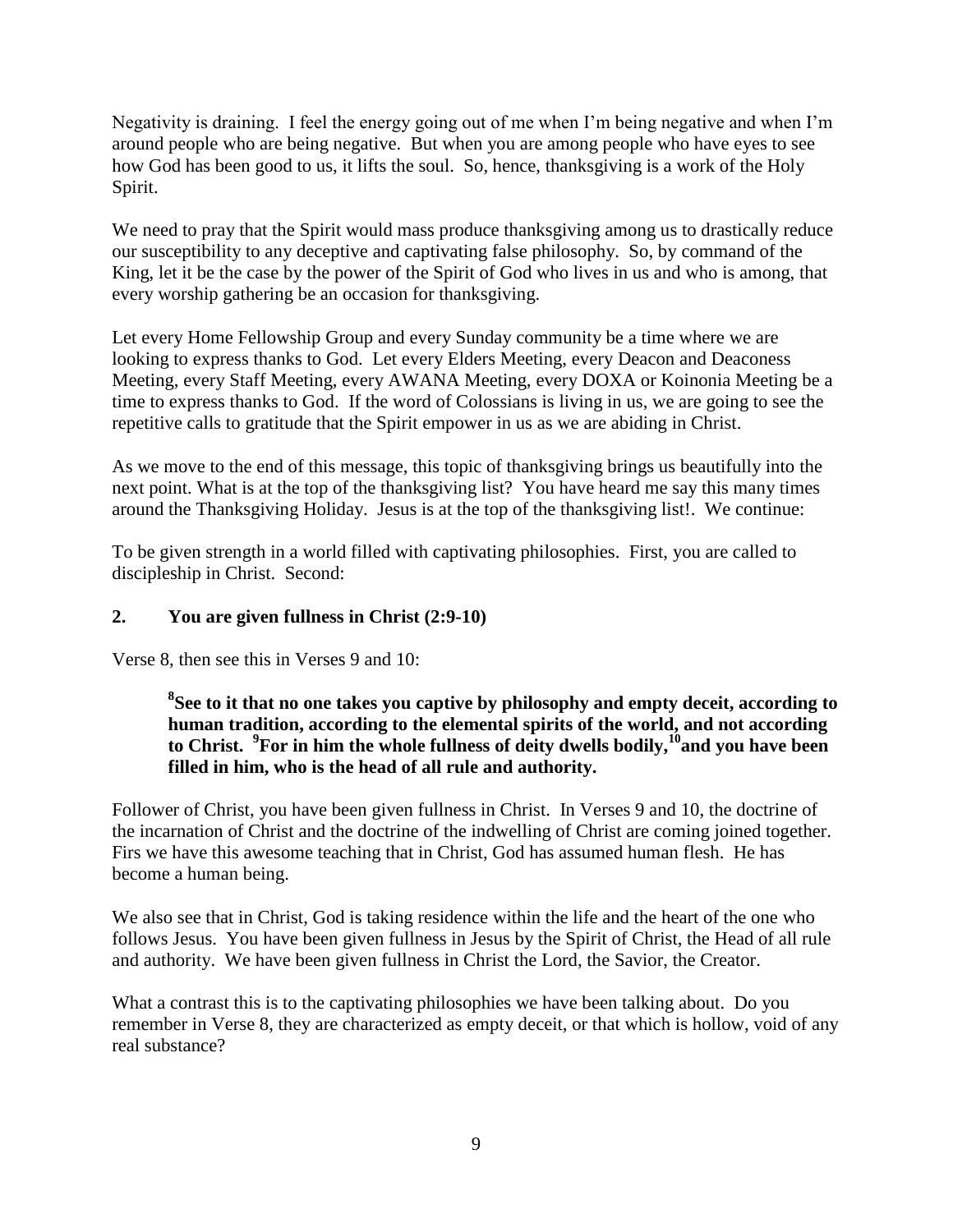Negativity is draining. I feel the energy going out of me when I'm being negative and when I'm around people who are being negative. But when you are among people who have eyes to see how God has been good to us, it lifts the soul. So, hence, thanksgiving is a work of the Holy Spirit.

We need to pray that the Spirit would mass produce thanksgiving among us to drastically reduce our susceptibility to any deceptive and captivating false philosophy. So, by command of the King, let it be the case by the power of the Spirit of God who lives in us and who is among, that every worship gathering be an occasion for thanksgiving.

Let every Home Fellowship Group and every Sunday community be a time where we are looking to express thanks to God. Let every Elders Meeting, every Deacon and Deaconess Meeting, every Staff Meeting, every AWANA Meeting, every DOXA or Koinonia Meeting be a time to express thanks to God. If the word of Colossians is living in us, we are going to see the repetitive calls to gratitude that the Spirit empower in us as we are abiding in Christ.

As we move to the end of this message, this topic of thanksgiving brings us beautifully into the next point. What is at the top of the thanksgiving list? You have heard me say this many times around the Thanksgiving Holiday. Jesus is at the top of the thanksgiving list!. We continue:

To be given strength in a world filled with captivating philosophies. First, you are called to discipleship in Christ. Second:

## 2. You are given fullness in Christ (2:9-10)

Verse 8, then see this in Verses 9 and 10:

> **[8]See to it that no one takes you captive by philosophy and empty deceit, according to human tradition, according to the elemental spirits of the world, and not according to Christ. [9]For in him the whole fullness of deity dwells bodily,[10]and you have been filled in him, who is the head of all rule and authority.**

Follower of Christ, you have been given fullness in Christ. In Verses 9 and 10, the doctrine of the incarnation of Christ and the doctrine of the indwelling of Christ are coming joined together. Firs we have this awesome teaching that in Christ, God has assumed human flesh. He has become a human being.

We also see that in Christ, God is taking residence within the life and the heart of the one who follows Jesus. You have been given fullness in Jesus by the Spirit of Christ, the Head of all rule and authority. We have been given fullness in Christ the Lord, the Savior, the Creator.

What a contrast this is to the captivating philosophies we have been talking about. Do you remember in Verse 8, they are characterized as empty deceit, or that which is hollow, void of any real substance?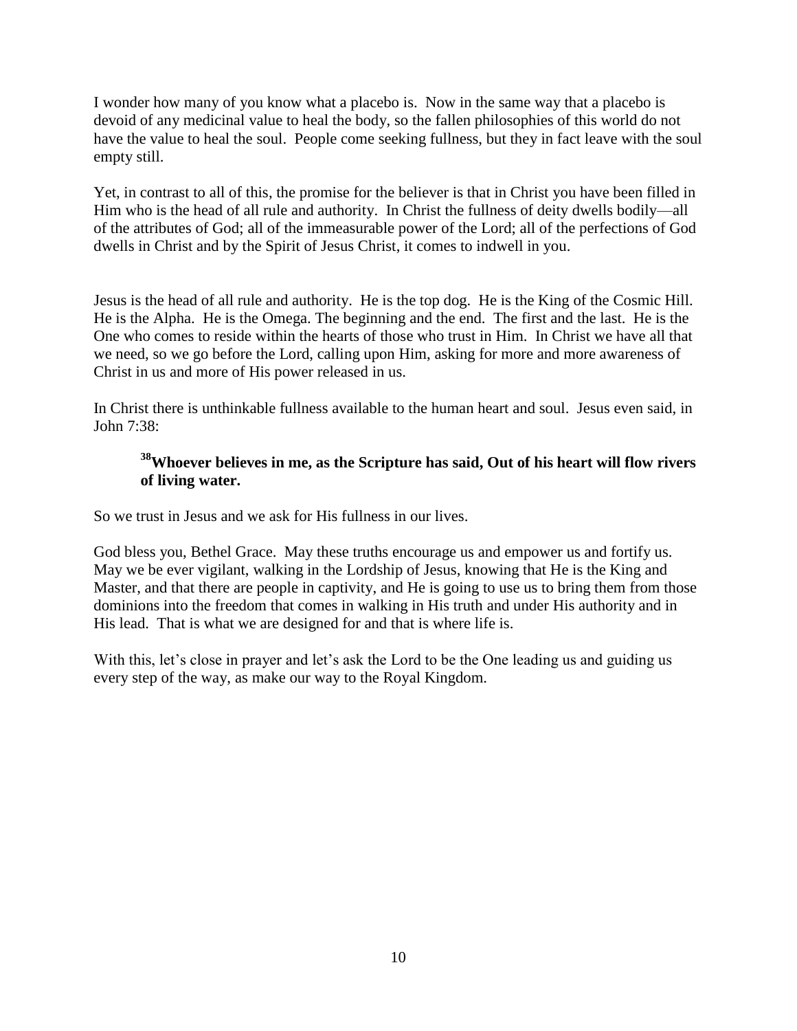I wonder how many of you know what a placebo is. Now in the same way that a placebo is devoid of any medicinal value to heal the body, so the fallen philosophies of this world do not have the value to heal the soul. People come seeking fullness, but they in fact leave with the soul empty still.

Yet, in contrast to all of this, the promise for the believer is that in Christ you have been filled in Him who is the head of all rule and authority. In Christ the fullness of deity dwells bodily—all of the attributes of God; all of the immeasurable power of the Lord; all of the perfections of God dwells in Christ and by the Spirit of Jesus Christ, it comes to indwell in you.

Jesus is the head of all rule and authority. He is the top dog. He is the King of the Cosmic Hill. He is the Alpha. He is the Omega. The beginning and the end. The first and the last. He is the One who comes to reside within the hearts of those who trust in Him. In Christ we have all that we need, so we go before the Lord, calling upon Him, asking for more and more awareness of Christ in us and more of His power released in us.

In Christ there is unthinkable fullness available to the human heart and soul. Jesus even said, in John 7:38:

> **[38]Whoever believes in me, as the Scripture has said, Out of his heart will flow rivers of living water.**

So we trust in Jesus and we ask for His fullness in our lives.

God bless you, Bethel Grace. May these truths encourage us and empower us and fortify us. May we be ever vigilant, walking in the Lordship of Jesus, knowing that He is the King and Master, and that there are people in captivity, and He is going to use us to bring them from those dominions into the freedom that comes in walking in His truth and under His authority and in His lead. That is what we are designed for and that is where life is.

With this, let's close in prayer and let's ask the Lord to be the One leading us and guiding us every step of the way, as make our way to the Royal Kingdom.